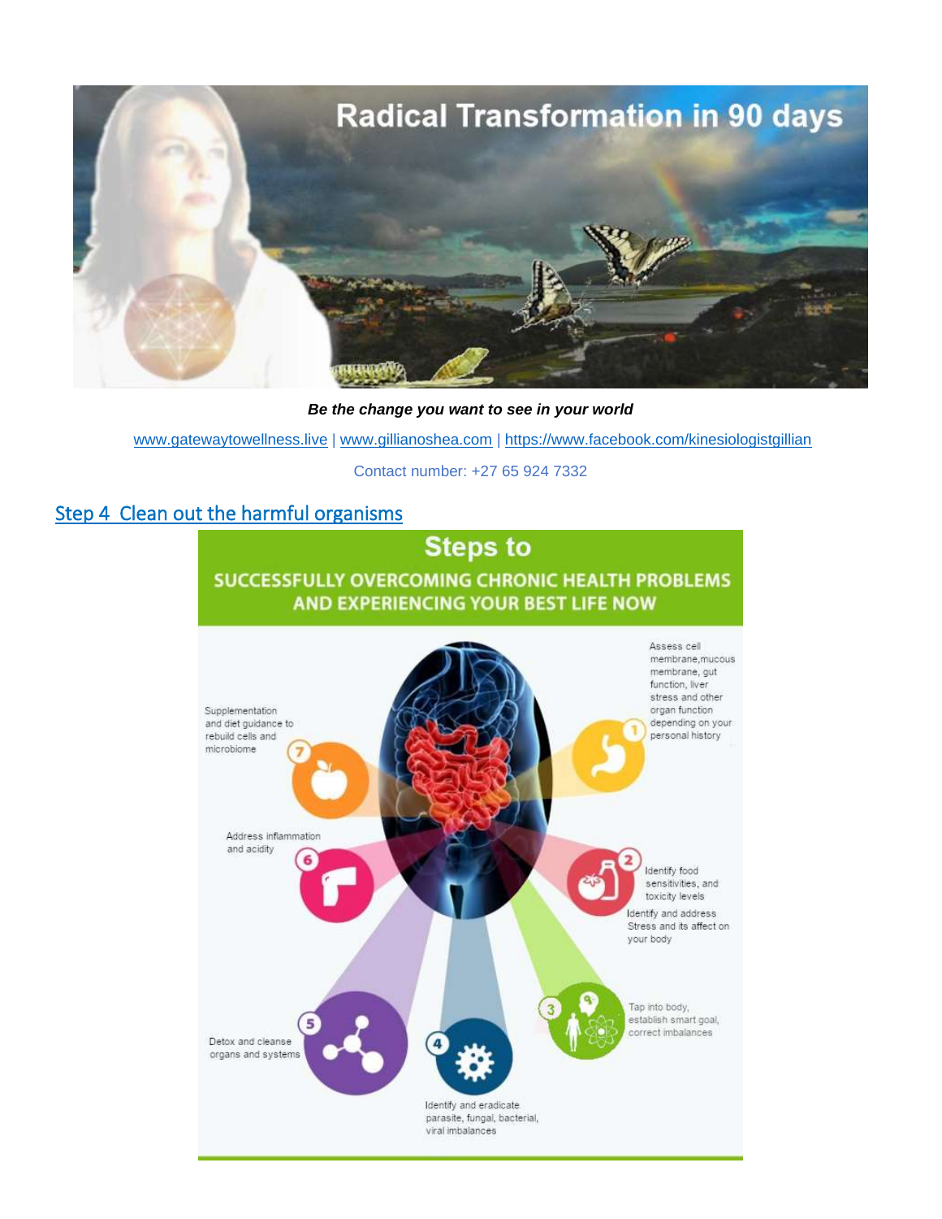# Radical Transformation in 90 days

***Be the change you want to see in your world***

www.gatewaytowellness.live | www.gillianoshea.com | https://www.facebook.com/kinesiologistgillian

Contact number: +27 65 924 7332

## Step 4 Clean out the harmful organisms

### Steps to

### SUCCESSFULLY OVERCOMING CHRONIC HEALTH PROBLEMS AND EXPERIENCING YOUR BEST LIFE NOW

1. Assess cell membrane, mucous membrane, gut function, liver stress and other organ function depending on your personal history
2. Identify food sensitivities, and toxicity levels. Identify and address Stress and its affect on your body
3. Tap into body, establish smart goal, correct imbalances
4. Identify and eradicate parasite, fungal, bacterial, viral imbalances
5. Detox and cleanse organs and systems
6. Address inflammation and acidity
7. Supplementation and diet guidance to rebuild cells and microbiome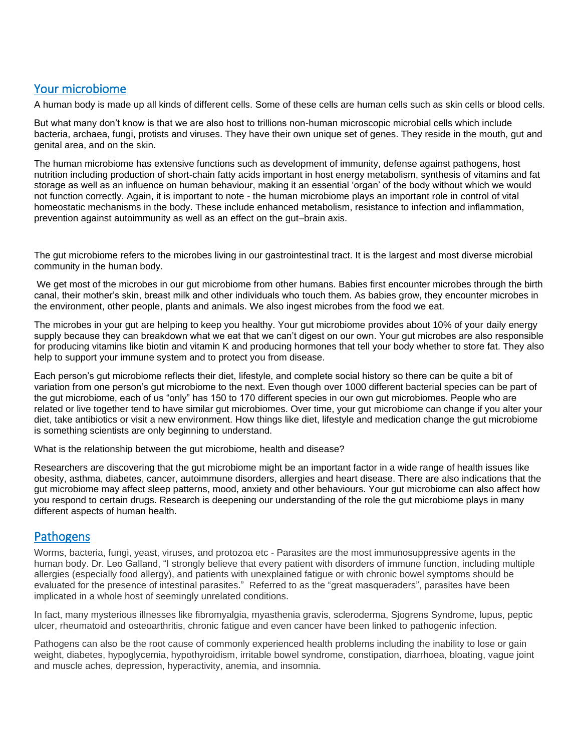## Your microbiome

A human body is made up all kinds of different cells. Some of these cells are human cells such as skin cells or blood cells.

But what many don't know is that we are also host to trillions non-human microscopic microbial cells which include bacteria, archaea, fungi, protists and viruses. They have their own unique set of genes. They reside in the mouth, gut and genital area, and on the skin.

The human microbiome has extensive functions such as development of immunity, defense against pathogens, host nutrition including production of short-chain fatty acids important in host energy metabolism, synthesis of vitamins and fat storage as well as an influence on human behaviour, making it an essential 'organ' of the body without which we would not function correctly. Again, it is important to note - the human microbiome plays an important role in control of vital homeostatic mechanisms in the body. These include enhanced metabolism, resistance to infection and inflammation, prevention against autoimmunity as well as an effect on the gut–brain axis.

The gut microbiome refers to the microbes living in our gastrointestinal tract. It is the largest and most diverse microbial community in the human body.

We get most of the microbes in our gut microbiome from other humans. Babies first encounter microbes through the birth canal, their mother's skin, breast milk and other individuals who touch them. As babies grow, they encounter microbes in the environment, other people, plants and animals. We also ingest microbes from the food we eat.

The microbes in your gut are helping to keep you healthy. Your gut microbiome provides about 10% of your daily energy supply because they can breakdown what we eat that we can't digest on our own. Your gut microbes are also responsible for producing vitamins like biotin and vitamin K and producing hormones that tell your body whether to store fat. They also help to support your immune system and to protect you from disease.

Each person's gut microbiome reflects their diet, lifestyle, and complete social history so there can be quite a bit of variation from one person's gut microbiome to the next. Even though over 1000 different bacterial species can be part of the gut microbiome, each of us "only" has 150 to 170 different species in our own gut microbiomes. People who are related or live together tend to have similar gut microbiomes. Over time, your gut microbiome can change if you alter your diet, take antibiotics or visit a new environment. How things like diet, lifestyle and medication change the gut microbiome is something scientists are only beginning to understand.

What is the relationship between the gut microbiome, health and disease?

Researchers are discovering that the gut microbiome might be an important factor in a wide range of health issues like obesity, asthma, diabetes, cancer, autoimmune disorders, allergies and heart disease. There are also indications that the gut microbiome may affect sleep patterns, mood, anxiety and other behaviours. Your gut microbiome can also affect how you respond to certain drugs. Research is deepening our understanding of the role the gut microbiome plays in many different aspects of human health.

## Pathogens

Worms, bacteria, fungi, yeast, viruses, and protozoa etc - Parasites are the most immunosuppressive agents in the human body. Dr. Leo Galland, "I strongly believe that every patient with disorders of immune function, including multiple allergies (especially food allergy), and patients with unexplained fatigue or with chronic bowel symptoms should be evaluated for the presence of intestinal parasites." Referred to as the "great masqueraders", parasites have been implicated in a whole host of seemingly unrelated conditions.

In fact, many mysterious illnesses like fibromyalgia, myasthenia gravis, scleroderma, Sjogrens Syndrome, lupus, peptic ulcer, rheumatoid and osteoarthritis, chronic fatigue and even cancer have been linked to pathogenic infection.

Pathogens can also be the root cause of commonly experienced health problems including the inability to lose or gain weight, diabetes, hypoglycemia, hypothyroidism, irritable bowel syndrome, constipation, diarrhoea, bloating, vague joint and muscle aches, depression, hyperactivity, anemia, and insomnia.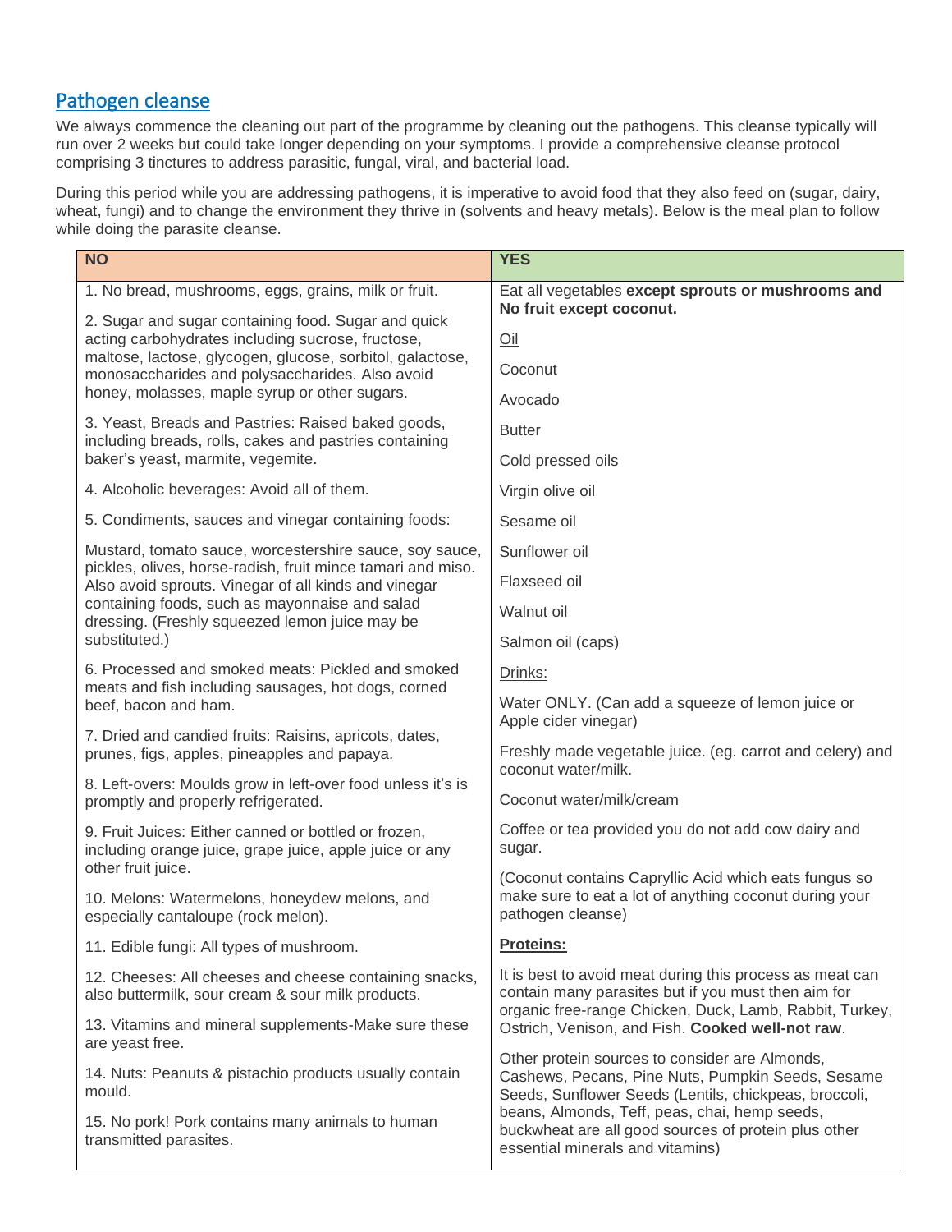## Pathogen cleanse

We always commence the cleaning out part of the programme by cleaning out the pathogens. This cleanse typically will run over 2 weeks but could take longer depending on your symptoms. I provide a comprehensive cleanse protocol comprising 3 tinctures to address parasitic, fungal, viral, and bacterial load.

During this period while you are addressing pathogens, it is imperative to avoid food that they also feed on (sugar, dairy, wheat, fungi) and to change the environment they thrive in (solvents and heavy metals). Below is the meal plan to follow while doing the parasite cleanse.

| NO | YES |
|---|---|
| 1. No bread, mushrooms, eggs, grains, milk or fruit.<br><br>2. Sugar and sugar containing food. Sugar and quick acting carbohydrates including sucrose, fructose, maltose, lactose, glycogen, glucose, sorbitol, galactose, monosaccharides and polysaccharides. Also avoid honey, molasses, maple syrup or other sugars.<br><br>3. Yeast, Breads and Pastries: Raised baked goods, including breads, rolls, cakes and pastries containing baker's yeast, marmite, vegemite.<br><br>4. Alcoholic beverages: Avoid all of them.<br><br>5. Condiments, sauces and vinegar containing foods:<br><br>Mustard, tomato sauce, worcestershire sauce, soy sauce, pickles, olives, horse-radish, fruit mince tamari and miso. Also avoid sprouts. Vinegar of all kinds and vinegar containing foods, such as mayonnaise and salad dressing. (Freshly squeezed lemon juice may be substituted.)<br><br>6. Processed and smoked meats: Pickled and smoked meats and fish including sausages, hot dogs, corned beef, bacon and ham.<br><br>7. Dried and candied fruits: Raisins, apricots, dates, prunes, figs, apples, pineapples and papaya.<br><br>8. Left-overs: Moulds grow in left-over food unless it's is promptly and properly refrigerated.<br><br>9. Fruit Juices: Either canned or bottled or frozen, including orange juice, grape juice, apple juice or any other fruit juice.<br><br>10. Melons: Watermelons, honeydew melons, and especially cantaloupe (rock melon).<br><br>11. Edible fungi: All types of mushroom.<br><br>12. Cheeses: All cheeses and cheese containing snacks, also buttermilk, sour cream & sour milk products.<br><br>13. Vitamins and mineral supplements-Make sure these are yeast free.<br><br>14. Nuts: Peanuts & pistachio products usually contain mould.<br><br>15. No pork! Pork contains many animals to human transmitted parasites. | Eat all vegetables **except sprouts or mushrooms and No fruit except coconut.**<br><br><u>Oil</u><br><br>Coconut<br><br>Avocado<br><br>Butter<br><br>Cold pressed oils<br><br>Virgin olive oil<br><br>Sesame oil<br><br>Sunflower oil<br><br>Flaxseed oil<br><br>Walnut oil<br><br>Salmon oil (caps)<br><br><u>Drinks:</u><br><br>Water ONLY. (Can add a squeeze of lemon juice or Apple cider vinegar)<br><br>Freshly made vegetable juice. (eg. carrot and celery) and coconut water/milk.<br><br>Coconut water/milk/cream<br><br>Coffee or tea provided you do not add cow dairy and sugar.<br><br>(Coconut contains Capryllic Acid which eats fungus so make sure to eat a lot of anything coconut during your pathogen cleanse)<br><br>**<u>Proteins:</u>**<br><br>It is best to avoid meat during this process as meat can contain many parasites but if you must then aim for organic free-range Chicken, Duck, Lamb, Rabbit, Turkey, Ostrich, Venison, and Fish. **Cooked well-not raw**.<br><br>Other protein sources to consider are Almonds, Cashews, Pecans, Pine Nuts, Pumpkin Seeds, Sesame Seeds, Sunflower Seeds (Lentils, chickpeas, broccoli, beans, Almonds, Teff, peas, chai, hemp seeds, buckwheat are all good sources of protein plus other essential minerals and vitamins) |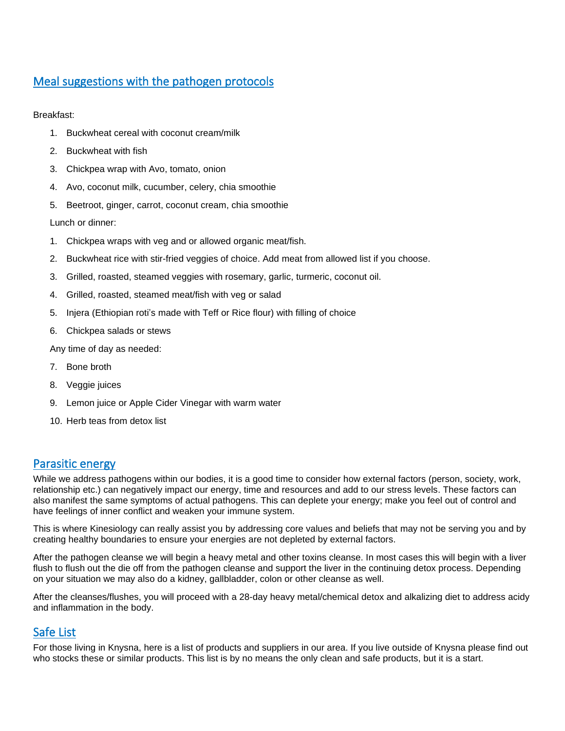## Meal suggestions with the pathogen protocols

Breakfast:

1. Buckwheat cereal with coconut cream/milk
2. Buckwheat with fish
3. Chickpea wrap with Avo, tomato, onion
4. Avo, coconut milk, cucumber, celery, chia smoothie
5. Beetroot, ginger, carrot, coconut cream, chia smoothie

Lunch or dinner:

1. Chickpea wraps with veg and or allowed organic meat/fish.
2. Buckwheat rice with stir-fried veggies of choice. Add meat from allowed list if you choose.
3. Grilled, roasted, steamed veggies with rosemary, garlic, turmeric, coconut oil.
4. Grilled, roasted, steamed meat/fish with veg or salad
5. Injera (Ethiopian roti's made with Teff or Rice flour) with filling of choice
6. Chickpea salads or stews

Any time of day as needed:

7. Bone broth
8. Veggie juices
9. Lemon juice or Apple Cider Vinegar with warm water
10. Herb teas from detox list

## Parasitic energy

While we address pathogens within our bodies, it is a good time to consider how external factors (person, society, work, relationship etc.) can negatively impact our energy, time and resources and add to our stress levels. These factors can also manifest the same symptoms of actual pathogens. This can deplete your energy; make you feel out of control and have feelings of inner conflict and weaken your immune system.

This is where Kinesiology can really assist you by addressing core values and beliefs that may not be serving you and by creating healthy boundaries to ensure your energies are not depleted by external factors.

After the pathogen cleanse we will begin a heavy metal and other toxins cleanse. In most cases this will begin with a liver flush to flush out the die off from the pathogen cleanse and support the liver in the continuing detox process. Depending on your situation we may also do a kidney, gallbladder, colon or other cleanse as well.

After the cleanses/flushes, you will proceed with a 28-day heavy metal/chemical detox and alkalizing diet to address acidy and inflammation in the body.

## Safe List

For those living in Knysna, here is a list of products and suppliers in our area. If you live outside of Knysna please find out who stocks these or similar products. This list is by no means the only clean and safe products, but it is a start.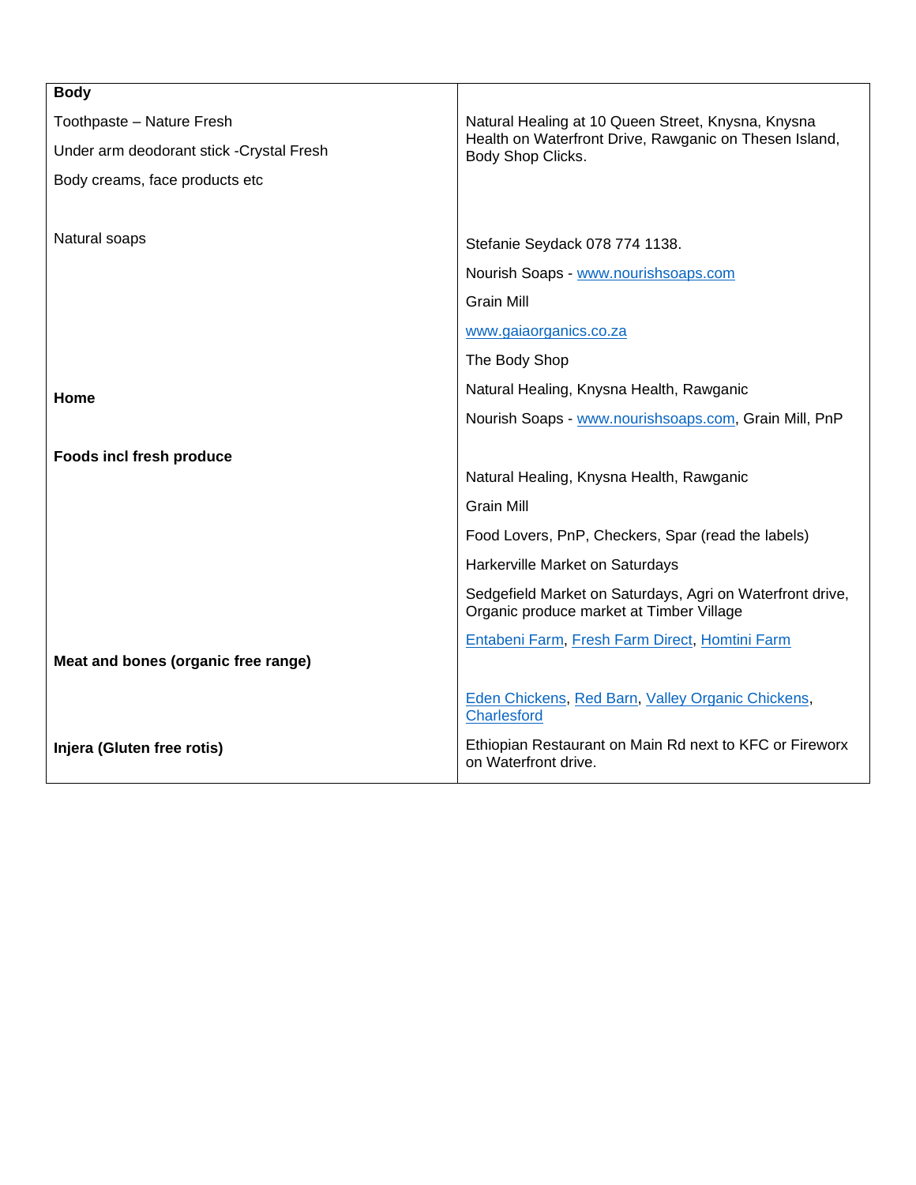| **Body** | |
|---|---|
| Toothpaste – Nature Fresh<br>Under arm deodorant stick -Crystal Fresh<br>Body creams, face products etc | Natural Healing at 10 Queen Street, Knysna, Knysna Health on Waterfront Drive, Rawganic on Thesen Island, Body Shop Clicks. |
| Natural soaps | Stefanie Seydack 078 774 1138.<br>Nourish Soaps - www.nourishsoaps.com<br>Grain Mill<br>www.gaiaorganics.co.za<br>The Body Shop |
| **Home** | Natural Healing, Knysna Health, Rawganic<br>Nourish Soaps - www.nourishsoaps.com, Grain Mill, PnP |
| **Foods incl fresh produce** | Natural Healing, Knysna Health, Rawganic<br>Grain Mill<br>Food Lovers, PnP, Checkers, Spar (read the labels)<br>Harkerville Market on Saturdays<br>Sedgefield Market on Saturdays, Agri on Waterfront drive, Organic produce market at Timber Village<br>Entabeni Farm, Fresh Farm Direct, Homtini Farm |
| **Meat and bones (organic free range)** | Eden Chickens, Red Barn, Valley Organic Chickens, Charlesford |
| **Injera (Gluten free rotis)** | Ethiopian Restaurant on Main Rd next to KFC or Fireworx on Waterfront drive. |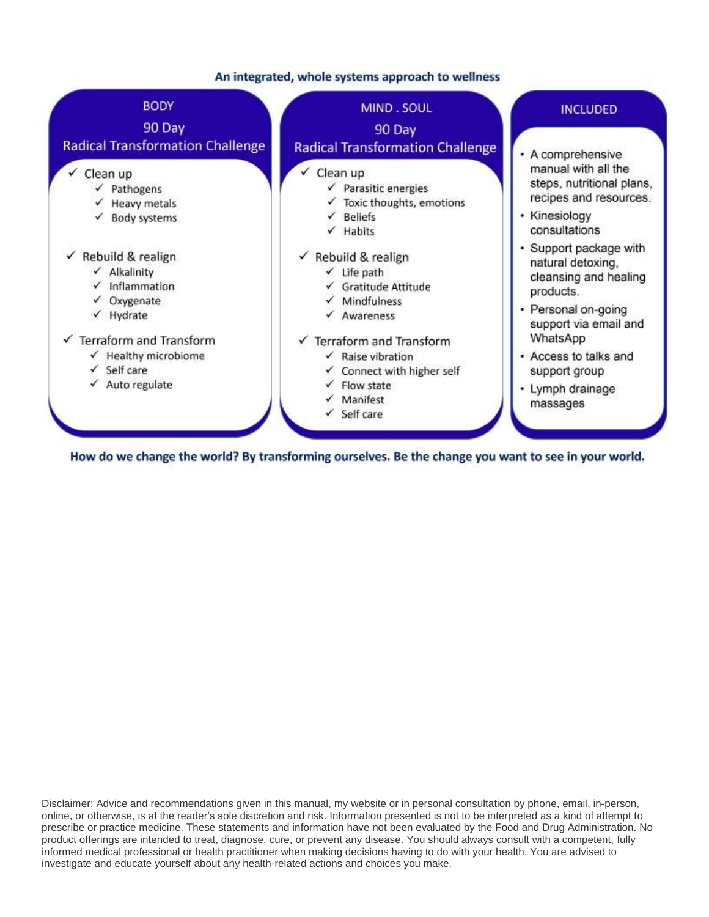## An integrated, whole systems approach to wellness

### BODY
### 90 Day Radical Transformation Challenge

- ✓ Clean up
  - ✓ Pathogens
  - ✓ Heavy metals
  - ✓ Body systems
- ✓ Rebuild & realign
  - ✓ Alkalinity
  - ✓ Inflammation
  - ✓ Oxygenate
  - ✓ Hydrate
- ✓ Terraform and Transform
  - ✓ Healthy microbiome
  - ✓ Self care
  - ✓ Auto regulate

### MIND . SOUL
### 90 Day Radical Transformation Challenge

- ✓ Clean up
  - ✓ Parasitic energies
  - ✓ Toxic thoughts, emotions
  - ✓ Beliefs
  - ✓ Habits
- ✓ Rebuild & realign
  - ✓ Life path
  - ✓ Gratitude Attitude
  - ✓ Mindfulness
  - ✓ Awareness
- ✓ Terraform and Transform
  - ✓ Raise vibration
  - ✓ Connect with higher self
  - ✓ Flow state
  - ✓ Manifest
  - ✓ Self care

### INCLUDED

- A comprehensive manual with all the steps, nutritional plans, recipes and resources.
- Kinesiology consultations
- Support package with natural detoxing, cleansing and healing products.
- Personal on-going support via email and WhatsApp
- Access to talks and support group
- Lymph drainage massages

**How do we change the world? By transforming ourselves. Be the change you want to see in your world.**

Disclaimer: Advice and recommendations given in this manual, my website or in personal consultation by phone, email, in-person, online, or otherwise, is at the reader's sole discretion and risk. Information presented is not to be interpreted as a kind of attempt to prescribe or practice medicine. These statements and information have not been evaluated by the Food and Drug Administration. No product offerings are intended to treat, diagnose, cure, or prevent any disease. You should always consult with a competent, fully informed medical professional or health practitioner when making decisions having to do with your health. You are advised to investigate and educate yourself about any health-related actions and choices you make.